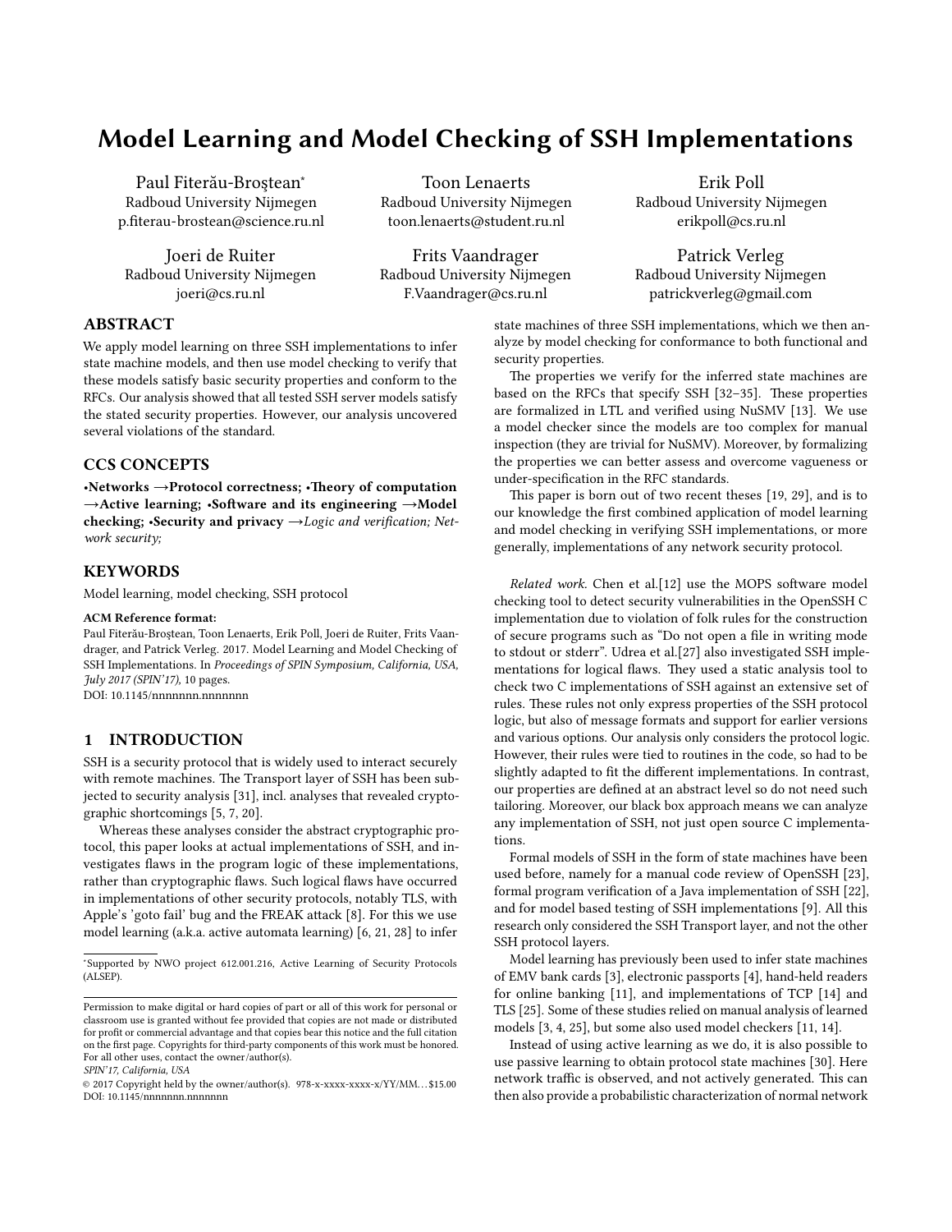# Model Learning and Model Checking of SSH Implementations

Paul Fiterău-Broştean*
Radboud University Nijmegen
p.fiterau-brostean@science.ru.nl

Toon Lenaerts
Radboud University Nijmegen
toon.lenaerts@student.ru.nl

Erik Poll
Radboud University Nijmegen
erikpoll@cs.ru.nl

Joeri de Ruiter
Radboud University Nijmegen
joeri@cs.ru.nl

Frits Vaandrager
Radboud University Nijmegen
F.Vaandrager@cs.ru.nl

Patrick Verleg
Radboud University Nijmegen
patrickverleg@gmail.com

## ABSTRACT

We apply model learning on three SSH implementations to infer state machine models, and then use model checking to verify that these models satisfy basic security properties and conform to the RFCs. Our analysis showed that all tested SSH server models satisfy the stated security properties. However, our analysis uncovered several violations of the standard.

## CCS CONCEPTS

**•Networks →Protocol correctness; •Theory of computation →Active learning; •Software and its engineering →Model checking; •Security and privacy →***Logic and verification; Network security;*

## KEYWORDS

Model learning, model checking, SSH protocol

**ACM Reference format:**
Paul Fiterău-Broştean, Toon Lenaerts, Erik Poll, Joeri de Ruiter, Frits Vaandrager, and Patrick Verleg. 2017. Model Learning and Model Checking of SSH Implementations. In *Proceedings of SPIN Symposium, California, USA, July 2017 (SPIN'17),* 10 pages.
DOI: 10.1145/nnnnnnn.nnnnnnn

## 1 INTRODUCTION

SSH is a security protocol that is widely used to interact securely with remote machines. The Transport layer of SSH has been subjected to security analysis [31], incl. analyses that revealed cryptographic shortcomings [5, 7, 20].

Whereas these analyses consider the abstract cryptographic protocol, this paper looks at actual implementations of SSH, and investigates flaws in the program logic of these implementations, rather than cryptographic flaws. Such logical flaws have occurred in implementations of other security protocols, notably TLS, with Apple's 'goto fail' bug and the FREAK attack [8]. For this we use model learning (a.k.a. active automata learning) [6, 21, 28] to infer state machines of three SSH implementations, which we then analyze by model checking for conformance to both functional and security properties.

The properties we verify for the inferred state machines are based on the RFCs that specify SSH [32–35]. These properties are formalized in LTL and verified using NuSMV [13]. We use a model checker since the models are too complex for manual inspection (they are trivial for NuSMV). Moreover, by formalizing the properties we can better assess and overcome vagueness or under-specification in the RFC standards.

This paper is born out of two recent theses [19, 29], and is to our knowledge the first combined application of model learning and model checking in verifying SSH implementations, or more generally, implementations of any network security protocol.

*Related work.* Chen et al.[12] use the MOPS software model checking tool to detect security vulnerabilities in the OpenSSH C implementation due to violation of folk rules for the construction of secure programs such as "Do not open a file in writing mode to stdout or stderr". Udrea et al.[27] also investigated SSH implementations for logical flaws. They used a static analysis tool to check two C implementations of SSH against an extensive set of rules. These rules not only express properties of the SSH protocol logic, but also of message formats and support for earlier versions and various options. Our analysis only considers the protocol logic. However, their rules were tied to routines in the code, so had to be slightly adapted to fit the different implementations. In contrast, our properties are defined at an abstract level so do not need such tailoring. Moreover, our black box approach means we can analyze any implementation of SSH, not just open source C implementations.

Formal models of SSH in the form of state machines have been used before, namely for a manual code review of OpenSSH [23], formal program verification of a Java implementation of SSH [22], and for model based testing of SSH implementations [9]. All this research only considered the SSH Transport layer, and not the other SSH protocol layers.

Model learning has previously been used to infer state machines of EMV bank cards [3], electronic passports [4], hand-held readers for online banking [11], and implementations of TCP [14] and TLS [25]. Some of these studies relied on manual analysis of learned models [3, 4, 25], but some also used model checkers [11, 14].

Instead of using active learning as we do, it is also possible to use passive learning to obtain protocol state machines [30]. Here network traffic is observed, and not actively generated. This can then also provide a probabilistic characterization of normal network

*Supported by NWO project 612.001.216, Active Learning of Security Protocols (ALSEP).

Permission to make digital or hard copies of part or all of this work for personal or classroom use is granted without fee provided that copies are not made or distributed for profit or commercial advantage and that copies bear this notice and the full citation on the first page. Copyrights for third-party components of this work must be honored. For all other uses, contact the owner/author(s).
*SPIN'17, California, USA*
© 2017 Copyright held by the owner/author(s). 978-x-xxxx-xxxx-x/YY/MM...$15.00
DOI: 10.1145/nnnnnnn.nnnnnnn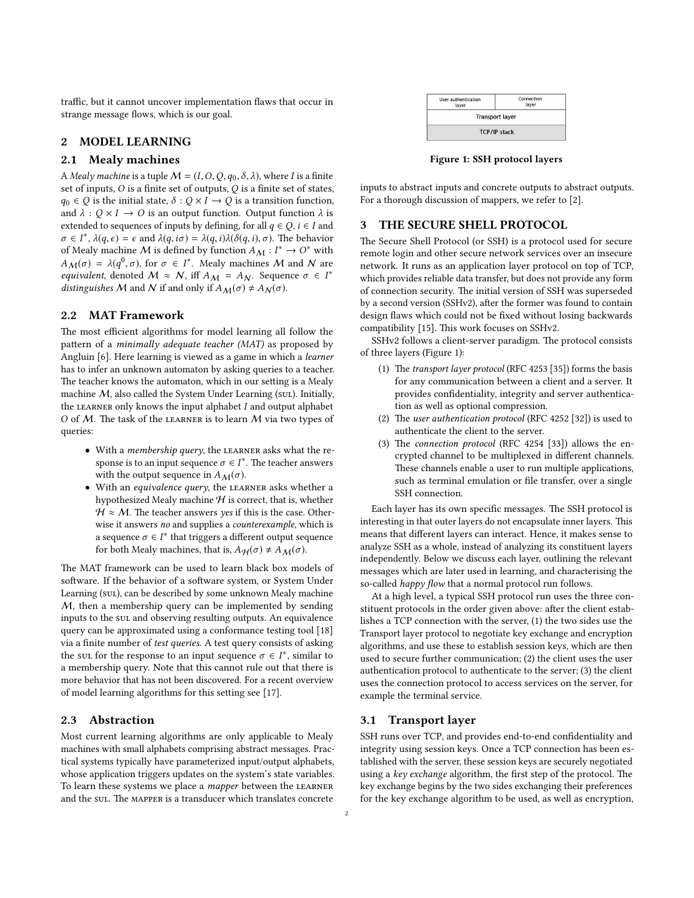traffic, but it cannot uncover implementation flaws that occur in strange message flows, which is our goal.

## 2 MODEL LEARNING

### 2.1 Mealy machines

A *Mealy machine* is a tuple $\mathcal{M} = (I, O, Q, q_0, \delta, \lambda)$, where $I$ is a finite set of inputs, $O$ is a finite set of outputs, $Q$ is a finite set of states, $q_0 \in Q$ is the initial state, $\delta : Q \times I \to Q$ is a transition function, and $\lambda : Q \times I \to O$ is an output function. Output function $\lambda$ is extended to sequences of inputs by defining, for all $q \in Q$, $i \in I$ and $\sigma \in I^*$, $\lambda(q, \epsilon) = \epsilon$ and $\lambda(q, i\sigma) = \lambda(q, i)\lambda(\delta(q, i), \sigma)$. The behavior of Mealy machine $\mathcal{M}$ is defined by function $A_{\mathcal{M}} : I^* \to O^*$ with $A_{\mathcal{M}}(\sigma) = \lambda(q^0, \sigma)$, for $\sigma \in I^*$. Mealy machines $\mathcal{M}$ and $\mathcal{N}$ are *equivalent*, denoted $\mathcal{M} \approx \mathcal{N}$, iff $A_{\mathcal{M}} = A_{\mathcal{N}}$. Sequence $\sigma \in I^*$ *distinguishes* $\mathcal{M}$ and $\mathcal{N}$ if and only if $A_{\mathcal{M}}(\sigma) \neq A_{\mathcal{N}}(\sigma)$.

### 2.2 MAT Framework

The most efficient algorithms for model learning all follow the pattern of a *minimally adequate teacher (MAT)* as proposed by Angluin [6]. Here learning is viewed as a game in which a *learner* has to infer an unknown automaton by asking queries to a teacher. The teacher knows the automaton, which in our setting is a Mealy machine $\mathcal{M}$, also called the System Under Learning (SUL). Initially, the LEARNER only knows the input alphabet $I$ and output alphabet $O$ of $\mathcal{M}$. The task of the LEARNER is to learn $\mathcal{M}$ via two types of queries:

- With a *membership query*, the LEARNER asks what the response is to an input sequence $\sigma \in I^*$. The teacher answers with the output sequence in $A_{\mathcal{M}}(\sigma)$.
- With an *equivalence query*, the LEARNER asks whether a hypothesized Mealy machine $\mathcal{H}$ is correct, that is, whether $\mathcal{H} \approx \mathcal{M}$. The teacher answers *yes* if this is the case. Otherwise it answers *no* and supplies a *counterexample*, which is a sequence $\sigma \in I^*$ that triggers a different output sequence for both Mealy machines, that is, $A_{\mathcal{H}}(\sigma) \neq A_{\mathcal{M}}(\sigma)$.

The MAT framework can be used to learn black box models of software. If the behavior of a software system, or System Under Learning (SUL), can be described by some unknown Mealy machine $\mathcal{M}$, then a membership query can be implemented by sending inputs to the SUL and observing resulting outputs. An equivalence query can be approximated using a conformance testing tool [18] via a finite number of *test queries*. A test query consists of asking the SUL for the response to an input sequence $\sigma \in I^*$, similar to a membership query. Note that this cannot rule out that there is more behavior that has not been discovered. For a recent overview of model learning algorithms for this setting see [17].

### 2.3 Abstraction

Most current learning algorithms are only applicable to Mealy machines with small alphabets comprising abstract messages. Practical systems typically have parameterized input/output alphabets, whose application triggers updates on the system's state variables. To learn these systems we place a *mapper* between the LEARNER and the SUL. The MAPPER is a transducer which translates concrete inputs to abstract inputs and concrete outputs to abstract outputs. For a thorough discussion of mappers, we refer to [2].

| User authentication layer | Connection layer |
| --- | --- |
| Transport layer | |
| TCP/IP stack | |

**Figure 1: SSH protocol layers**

## 3 THE SECURE SHELL PROTOCOL

The Secure Shell Protocol (or SSH) is a protocol used for secure remote login and other secure network services over an insecure network. It runs as an application layer protocol on top of TCP, which provides reliable data transfer, but does not provide any form of connection security. The initial version of SSH was superseded by a second version (SSHv2), after the former was found to contain design flaws which could not be fixed without losing backwards compatibility [15]. This work focuses on SSHv2.

SSHv2 follows a client-server paradigm. The protocol consists of three layers (Figure 1):

1. The *transport layer protocol* (RFC 4253 [35]) forms the basis for any communication between a client and a server. It provides confidentiality, integrity and server authentication as well as optional compression.
2. The *user authentication protocol* (RFC 4252 [32]) is used to authenticate the client to the server.
3. The *connection protocol* (RFC 4254 [33]) allows the encrypted channel to be multiplexed in different channels. These channels enable a user to run multiple applications, such as terminal emulation or file transfer, over a single SSH connection.

Each layer has its own specific messages. The SSH protocol is interesting in that outer layers do not encapsulate inner layers. This means that different layers can interact. Hence, it makes sense to analyze SSH as a whole, instead of analyzing its constituent layers independently. Below we discuss each layer, outlining the relevant messages which are later used in learning, and characterising the so-called *happy flow* that a normal protocol run follows.

At a high level, a typical SSH protocol run uses the three constituent protocols in the order given above: after the client establishes a TCP connection with the server, (1) the two sides use the Transport layer protocol to negotiate key exchange and encryption algorithms, and use these to establish session keys, which are then used to secure further communication; (2) the client uses the user authentication protocol to authenticate to the server; (3) the client uses the connection protocol to access services on the server, for example the terminal service.

### 3.1 Transport layer

SSH runs over TCP, and provides end-to-end confidentiality and integrity using session keys. Once a TCP connection has been established with the server, these session keys are securely negotiated using a *key exchange* algorithm, the first step of the protocol. The key exchange begins by the two sides exchanging their preferences for the key exchange algorithm to be used, as well as encryption,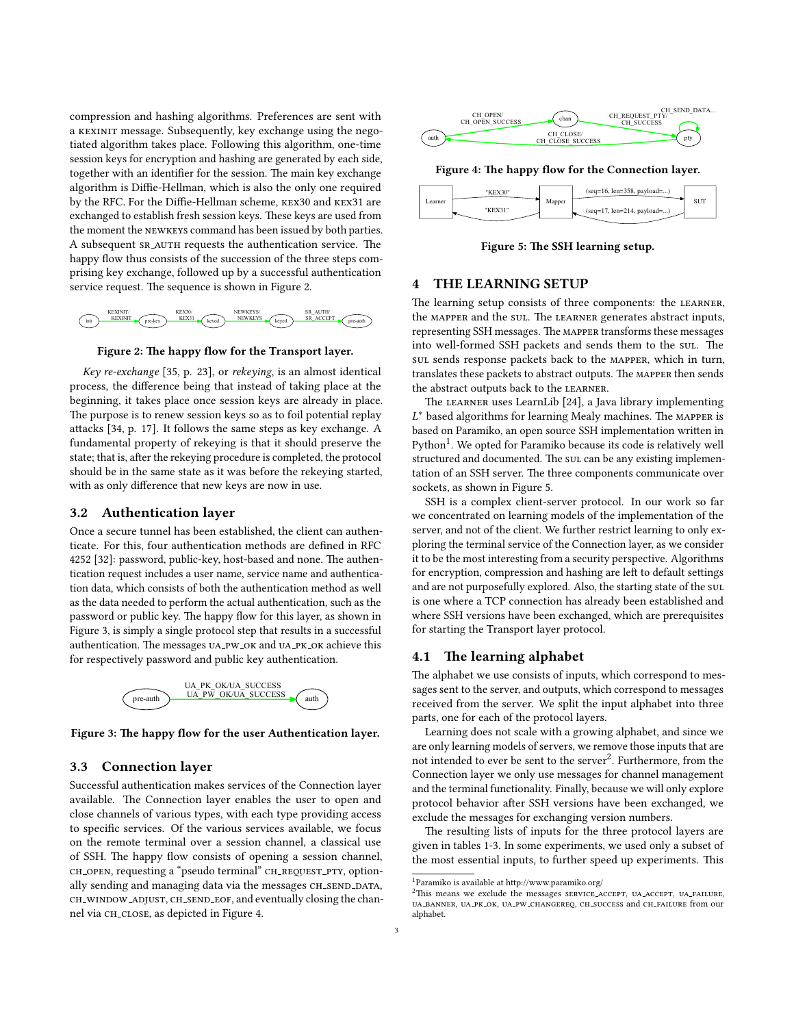compression and hashing algorithms. Preferences are sent with a KEXINIT message. Subsequently, key exchange using the negotiated algorithm takes place. Following this algorithm, one-time session keys for encryption and hashing are generated by each side, together with an identifier for the session. The main key exchange algorithm is Diffie-Hellman, which is also the only one required by the RFC. For the Diffie-Hellman scheme, KEX30 and KEX31 are exchanged to establish fresh session keys. These keys are used from the moment the NEWKEYS command has been issued by both parties. A subsequent SR_AUTH requests the authentication service. The happy flow thus consists of the succession of the three steps comprising key exchange, followed up by a successful authentication service request. The sequence is shown in Figure 2.

**Figure 2: The happy flow for the Transport layer.**

*Key re-exchange* [35, p. 23], or *rekeying*, is an almost identical process, the difference being that instead of taking place at the beginning, it takes place once session keys are already in place. The purpose is to renew session keys so as to foil potential replay attacks [34, p. 17]. It follows the same steps as key exchange. A fundamental property of rekeying is that it should preserve the state; that is, after the rekeying procedure is completed, the protocol should be in the same state as it was before the rekeying started, with as only difference that new keys are now in use.

## 3.2 Authentication layer

Once a secure tunnel has been established, the client can authenticate. For this, four authentication methods are defined in RFC 4252 [32]: password, public-key, host-based and none. The authentication request includes a user name, service name and authentication data, which consists of both the authentication method as well as the data needed to perform the actual authentication, such as the password or public key. The happy flow for this layer, as shown in Figure 3, is simply a single protocol step that results in a successful authentication. The messages UA_PW_OK and UA_PK_OK achieve this for respectively password and public key authentication.

**Figure 3: The happy flow for the user Authentication layer.**

## 3.3 Connection layer

Successful authentication makes services of the Connection layer available. The Connection layer enables the user to open and close channels of various types, with each type providing access to specific services. Of the various services available, we focus on the remote terminal over a session channel, a classical use of SSH. The happy flow consists of opening a session channel, CH_OPEN, requesting a "pseudo terminal" CH_REQUEST_PTY, optionally sending and managing data via the messages CH_SEND_DATA, CH_WINDOW_ADJUST, CH_SEND_EOF, and eventually closing the channel via CH_CLOSE, as depicted in Figure 4.

**Figure 4: The happy flow for the Connection layer.**

**Figure 5: The SSH learning setup.**

# 4 THE LEARNING SETUP

The learning setup consists of three components: the LEARNER, the MAPPER and the SUL. The LEARNER generates abstract inputs, representing SSH messages. The MAPPER transforms these messages into well-formed SSH packets and sends them to the SUL. The SUL sends response packets back to the MAPPER, which in turn, translates these packets to abstract outputs. The MAPPER then sends the abstract outputs back to the LEARNER.

The LEARNER uses LearnLib [24], a Java library implementing $L^*$ based algorithms for learning Mealy machines. The MAPPER is based on Paramiko, an open source SSH implementation written in Python[1]. We opted for Paramiko because its code is relatively well structured and documented. The SUL can be any existing implementation of an SSH server. The three components communicate over sockets, as shown in Figure 5.

SSH is a complex client-server protocol. In our work so far we concentrated on learning models of the implementation of the server, and not of the client. We further restrict learning to only exploring the terminal service of the Connection layer, as we consider it to be the most interesting from a security perspective. Algorithms for encryption, compression and hashing are left to default settings and are not purposefully explored. Also, the starting state of the SUL is one where a TCP connection has already been established and where SSH versions have been exchanged, which are prerequisites for starting the Transport layer protocol.

## 4.1 The learning alphabet

The alphabet we use consists of inputs, which correspond to messages sent to the server, and outputs, which correspond to messages received from the server. We split the input alphabet into three parts, one for each of the protocol layers.

Learning does not scale with a growing alphabet, and since we are only learning models of servers, we remove those inputs that are not intended to ever be sent to the server[2]. Furthermore, from the Connection layer we only use messages for channel management and the terminal functionality. Finally, because we will only explore protocol behavior after SSH versions have been exchanged, we exclude the messages for exchanging version numbers.

The resulting lists of inputs for the three protocol layers are given in tables 1-3. In some experiments, we used only a subset of the most essential inputs, to further speed up experiments. This

[1] Paramiko is available at http://www.paramiko.org/

[2] This means we exclude the messages SERVICE_ACCEPT, UA_ACCEPT, UA_FAILURE, UA_BANNER, UA_PK_OK, UA_PW_CHANGEREQ, CH_SUCCESS and CH_FAILURE from our alphabet.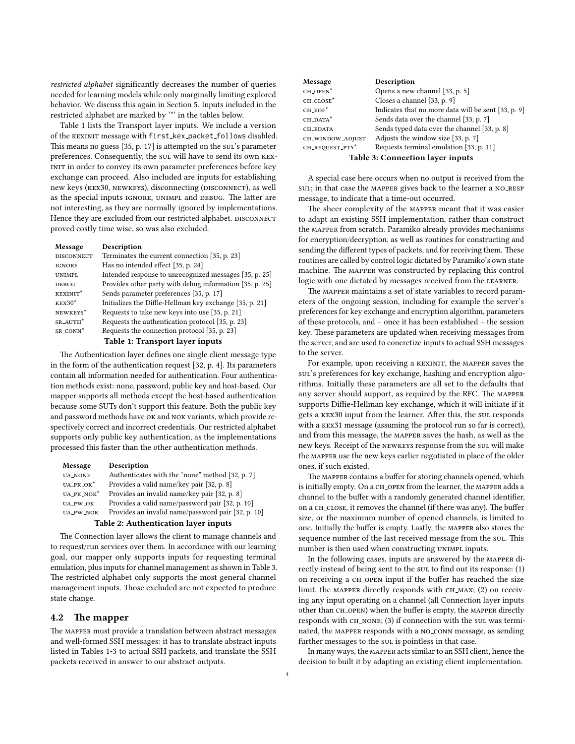*restricted alphabet* significantly decreases the number of queries needed for learning models while only marginally limiting explored behavior. We discuss this again in Section 5. Inputs included in the restricted alphabet are marked by '*' in the tables below.

Table 1 lists the Transport layer inputs. We include a version of the KEXINIT message with `first_kex_packet_follows` disabled. This means no guess [35, p. 17] is attempted on the SUL's parameter preferences. Consequently, the SUL will have to send its own KEXINIT in order to convey its own parameter preferences before key exchange can proceed. Also included are inputs for establishing new keys (KEX30, NEWKEYS), disconnecting (DISCONNECT), as well as the special inputs IGNORE, UNIMPL and DEBUG. The latter are not interesting, as they are normally ignored by implementations. Hence they are excluded from our restricted alphabet. DISCONNECT proved costly time wise, so was also excluded.

| Message | Description |
|---|---|
| DISCONNECT | Terminates the current connection [35, p. 23] |
| IGNORE | Has no intended effect [35, p. 24] |
| UNIMPL | Intended response to unrecognized messages [35, p. 25] |
| DEBUG | Provides other party with debug information [35, p. 25] |
| KEXINIT* | Sends parameter preferences [35, p. 17] |
| KEX30* | Initializes the Diffie-Hellman key exchange [35, p. 21] |
| NEWKEYS* | Requests to take new keys into use [35, p. 21] |
| SR_AUTH* | Requests the authentication protocol [35, p. 23] |
| SR_CONN* | Requests the connection protocol [35, p. 23] |

**Table 1: Transport layer inputs**

The Authentication layer defines one single client message type in the form of the authentication request [32, p. 4]. Its parameters contain all information needed for authentication. Four authentication methods exist: none, password, public key and host-based. Our mapper supports all methods except the host-based authentication because some SUTs don't support this feature. Both the public key and password methods have OK and NOK variants, which provide respectively correct and incorrect credentials. Our restricted alphabet supports only public key authentication, as the implementations processed this faster than the other authentication methods.

| Message | Description |
|---|---|
| UA_NONE | Authenticates with the "none" method [32, p. 7] |
| UA_PK_OK* | Provides a valid name/key pair [32, p. 8] |
| UA_PK_NOK* | Provides an invalid name/key pair [32, p. 8] |
| UA_PW_OK | Provides a valid name/password pair [32, p. 10] |
| UA_PW_NOK | Provides an invalid name/password pair [32, p. 10] |

**Table 2: Authentication layer inputs**

The Connection layer allows the client to manage channels and to request/run services over them. In accordance with our learning goal, our mapper only supports inputs for requesting terminal emulation, plus inputs for channel management as shown in Table 3. The restricted alphabet only supports the most general channel management inputs. Those excluded are not expected to produce state change.

## 4.2 The mapper

The MAPPER must provide a translation between abstract messages and well-formed SSH messages: it has to translate abstract inputs listed in Tables 1-3 to actual SSH packets, and translate the SSH packets received in answer to our abstract outputs.

| Message | Description |
|---|---|
| CH_OPEN* | Opens a new channel [33, p. 5] |
| CH_CLOSE* | Closes a channel [33, p. 9] |
| CH_EOF* | Indicates that no more data will be sent [33, p. 9] |
| CH_DATA* | Sends data over the channel [33, p. 7] |
| CH_EDATA | Sends typed data over the channel [33, p. 8] |
| CH_WINDOW_ADJUST | Adjusts the window size [33, p. 7] |
| CH_REQUEST_PTY* | Requests terminal emulation [33, p. 11] |

**Table 3: Connection layer inputs**

A special case here occurs when no output is received from the SUL; in that case the MAPPER gives back to the learner a NO_RESP message, to indicate that a time-out occurred.

The sheer complexity of the MAPPER meant that it was easier to adapt an existing SSH implementation, rather than construct the MAPPER from scratch. Paramiko already provides mechanisms for encryption/decryption, as well as routines for constructing and sending the different types of packets, and for receiving them. These routines are called by control logic dictated by Paramiko's own state machine. The MAPPER was constructed by replacing this control logic with one dictated by messages received from the LEARNER.

The MAPPER maintains a set of state variables to record parameters of the ongoing session, including for example the server's preferences for key exchange and encryption algorithm, parameters of these protocols, and – once it has been established – the session key. These parameters are updated when receiving messages from the server, and are used to concretize inputs to actual SSH messages to the server.

For example, upon receiving a KEXINIT, the MAPPER saves the SUL's preferences for key exchange, hashing and encryption algorithms. Initially these parameters are all set to the defaults that any server should support, as required by the RFC. The MAPPER supports Diffie-Hellman key exchange, which it will initiate if it gets a KEX30 input from the learner. After this, the SUL responds with a KEX31 message (assuming the protocol run so far is correct), and from this message, the MAPPER saves the hash, as well as the new keys. Receipt of the NEWKEYS response from the SUL will make the MAPPER use the new keys earlier negotiated in place of the older ones, if such existed.

The MAPPER contains a buffer for storing channels opened, which is initially empty. On a CH_OPEN from the learner, the MAPPER adds a channel to the buffer with a randomly generated channel identifier, on a CH_CLOSE, it removes the channel (if there was any). The buffer size, or the maximum number of opened channels, is limited to one. Initially the buffer is empty. Lastly, the MAPPER also stores the sequence number of the last received message from the SUL. This number is then used when constructing UNIMPL inputs.

In the following cases, inputs are answered by the MAPPER directly instead of being sent to the SUL to find out its response: (1) on receiving a CH_OPEN input if the buffer has reached the size limit, the MAPPER directly responds with CH_MAX; (2) on receiving any input operating on a channel (all Connection layer inputs other than CH_OPEN) when the buffer is empty, the MAPPER directly responds with CH_NONE; (3) if connection with the SUL was terminated, the MAPPER responds with a NO_CONN message, as sending further messages to the SUL is pointless in that case.

In many ways, the MAPPER acts similar to an SSH client, hence the decision to built it by adapting an existing client implementation.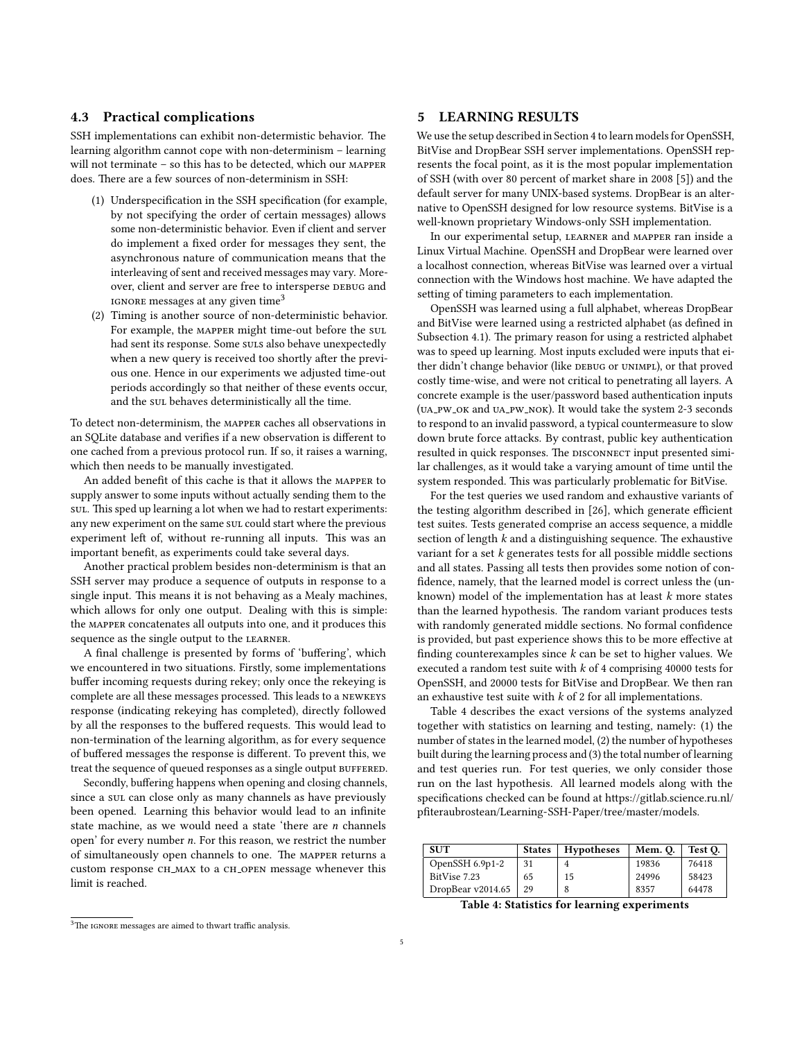### 4.3 Practical complications

SSH implementations can exhibit non-determistic behavior. The learning algorithm cannot cope with non-determinism – learning will not terminate – so this has to be detected, which our MAPPER does. There are a few sources of non-determinism in SSH:

1. Underspecification in the SSH specification (for example, by not specifying the order of certain messages) allows some non-deterministic behavior. Even if client and server do implement a fixed order for messages they sent, the asynchronous nature of communication means that the interleaving of sent and received messages may vary. Moreover, client and server are free to intersperse DEBUG and IGNORE messages at any given time[3]
2. Timing is another source of non-deterministic behavior. For example, the MAPPER might time-out before the SUL had sent its response. Some SULs also behave unexpectedly when a new query is received too shortly after the previous one. Hence in our experiments we adjusted time-out periods accordingly so that neither of these events occur, and the SUL behaves deterministically all the time.

To detect non-determinism, the MAPPER caches all observations in an SQLite database and verifies if a new observation is different to one cached from a previous protocol run. If so, it raises a warning, which then needs to be manually investigated.

An added benefit of this cache is that it allows the MAPPER to supply answer to some inputs without actually sending them to the SUL. This sped up learning a lot when we had to restart experiments: any new experiment on the same SUL could start where the previous experiment left of, without re-running all inputs. This was an important benefit, as experiments could take several days.

Another practical problem besides non-determinism is that an SSH server may produce a sequence of outputs in response to a single input. This means it is not behaving as a Mealy machines, which allows for only one output. Dealing with this is simple: the MAPPER concatenates all outputs into one, and it produces this sequence as the single output to the LEARNER.

A final challenge is presented by forms of 'buffering', which we encountered in two situations. Firstly, some implementations buffer incoming requests during rekey; only once the rekeying is complete are all these messages processed. This leads to a NEWKEYS response (indicating rekeying has completed), directly followed by all the responses to the buffered requests. This would lead to non-termination of the learning algorithm, as for every sequence of buffered messages the response is different. To prevent this, we treat the sequence of queued responses as a single output BUFFERED.

Secondly, buffering happens when opening and closing channels, since a SUL can close only as many channels as have previously been opened. Learning this behavior would lead to an infinite state machine, as we would need a state 'there are $n$ channels open' for every number $n$. For this reason, we restrict the number of simultaneously open channels to one. The MAPPER returns a custom response CH_MAX to a CH_OPEN message whenever this limit is reached.

[3] The IGNORE messages are aimed to thwart traffic analysis.

## 5 LEARNING RESULTS

We use the setup described in Section 4 to learn models for OpenSSH, BitVise and DropBear SSH server implementations. OpenSSH represents the focal point, as it is the most popular implementation of SSH (with over 80 percent of market share in 2008 [5]) and the default server for many UNIX-based systems. DropBear is an alternative to OpenSSH designed for low resource systems. BitVise is a well-known proprietary Windows-only SSH implementation.

In our experimental setup, LEARNER and MAPPER ran inside a Linux Virtual Machine. OpenSSH and DropBear were learned over a localhost connection, whereas BitVise was learned over a virtual connection with the Windows host machine. We have adapted the setting of timing parameters to each implementation.

OpenSSH was learned using a full alphabet, whereas DropBear and BitVise were learned using a restricted alphabet (as defined in Subsection 4.1). The primary reason for using a restricted alphabet was to speed up learning. Most inputs excluded were inputs that either didn't change behavior (like DEBUG or UNIMPL), or that proved costly time-wise, and were not critical to penetrating all layers. A concrete example is the user/password based authentication inputs (UA_PW_OK and UA_PW_NOK). It would take the system 2-3 seconds to respond to an invalid password, a typical countermeasure to slow down brute force attacks. By contrast, public key authentication resulted in quick responses. The DISCONNECT input presented similar challenges, as it would take a varying amount of time until the system responded. This was particularly problematic for BitVise.

For the test queries we used random and exhaustive variants of the testing algorithm described in [26], which generate efficient test suites. Tests generated comprise an access sequence, a middle section of length $k$ and a distinguishing sequence. The exhaustive variant for a set $k$ generates tests for all possible middle sections and all states. Passing all tests then provides some notion of confidence, namely, that the learned model is correct unless the (unknown) model of the implementation has at least $k$ more states than the learned hypothesis. The random variant produces tests with randomly generated middle sections. No formal confidence is provided, but past experience shows this to be more effective at finding counterexamples since $k$ can be set to higher values. We executed a random test suite with $k$ of 4 comprising 40000 tests for OpenSSH, and 20000 tests for BitVise and DropBear. We then ran an exhaustive test suite with $k$ of 2 for all implementations.

Table 4 describes the exact versions of the systems analyzed together with statistics on learning and testing, namely: (1) the number of states in the learned model, (2) the number of hypotheses built during the learning process and (3) the total number of learning and test queries run. For test queries, we only consider those run on the last hypothesis. All learned models along with the specifications checked can be found at https://gitlab.science.ru.nl/pfiteraubrostean/Learning-SSH-Paper/tree/master/models.

| SUT | States | Hypotheses | Mem. Q. | Test Q. |
|---|---|---|---|---|
| OpenSSH 6.9p1-2 | 31 | 4 | 19836 | 76418 |
| BitVise 7.23 | 65 | 15 | 24996 | 58423 |
| DropBear v2014.65 | 29 | 8 | 8357 | 64478 |

**Table 4: Statistics for learning experiments**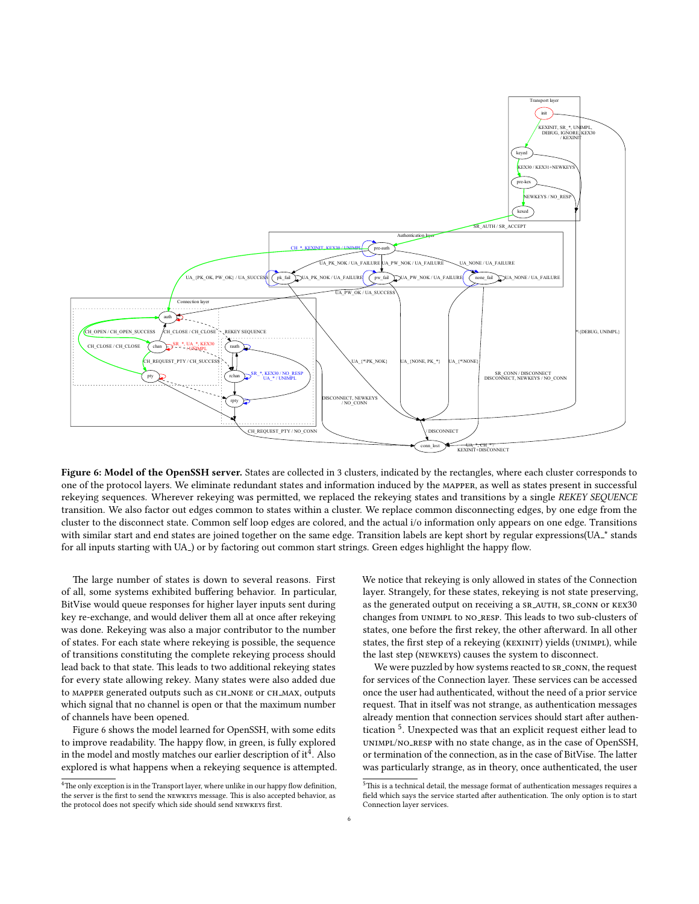**Figure 6: Model of the OpenSSH server.** States are collected in 3 clusters, indicated by the rectangles, where each cluster corresponds to one of the protocol layers. We eliminate redundant states and information induced by the MAPPER, as well as states present in successful rekeying sequences. Wherever rekeying was permitted, we replaced the rekeying states and transitions by a single *REKEY SEQUENCE* transition. We also factor out edges common to states within a cluster. We replace common disconnecting edges, by one edge from the cluster to the disconnect state. Common self loop edges are colored, and the actual i/o information only appears on one edge. Transitions with similar start and end states are joined together on the same edge. Transition labels are kept short by regular expressions(UA_* stands for all inputs starting with UA_) or by factoring out common start strings. Green edges highlight the happy flow.

The large number of states is down to several reasons. First of all, some systems exhibited buffering behavior. In particular, BitVise would queue responses for higher layer inputs sent during key re-exchange, and would deliver them all at once after rekeying was done. Rekeying was also a major contributor to the number of states. For each state where rekeying is possible, the sequence of transitions constituting the complete rekeying process should lead back to that state. This leads to two additional rekeying states for every state allowing rekey. Many states were also added due to MAPPER generated outputs such as CH_NONE or CH_MAX, outputs which signal that no channel is open or that the maximum number of channels have been opened.

Figure 6 shows the model learned for OpenSSH, with some edits to improve readability. The happy flow, in green, is fully explored in the model and mostly matches our earlier description of it[4]. Also explored is what happens when a rekeying sequence is attempted. We notice that rekeying is only allowed in states of the Connection layer. Strangely, for these states, rekeying is not state preserving, as the generated output on receiving a SR_AUTH, SR_CONN or KEX30 changes from UNIMPL to NO_RESP. This leads to two sub-clusters of states, one before the first rekey, the other afterward. In all other states, the first step of a rekeying (KEXINIT) yields (UNIMPL), while the last step (NEWKEYS) causes the system to disconnect.

We were puzzled by how systems reacted to SR_CONN, the request for services of the Connection layer. These services can be accessed once the user had authenticated, without the need of a prior service request. That in itself was not strange, as authentication messages already mention that connection services should start after authentication [5]. Unexpected was that an explicit request either lead to UNIMPL/NO_RESP with no state change, as in the case of OpenSSH, or termination of the connection, as in the case of BitVise. The latter was particularly strange, as in theory, once authenticated, the user

[4] The only exception is in the Transport layer, where unlike in our happy flow definition, the server is the first to send the NEWKEYS message. This is also accepted behavior, as the protocol does not specify which side should send NEWKEYS first.

[5] This is a technical detail, the message format of authentication messages requires a field which says the service started after authentication. The only option is to start Connection layer services.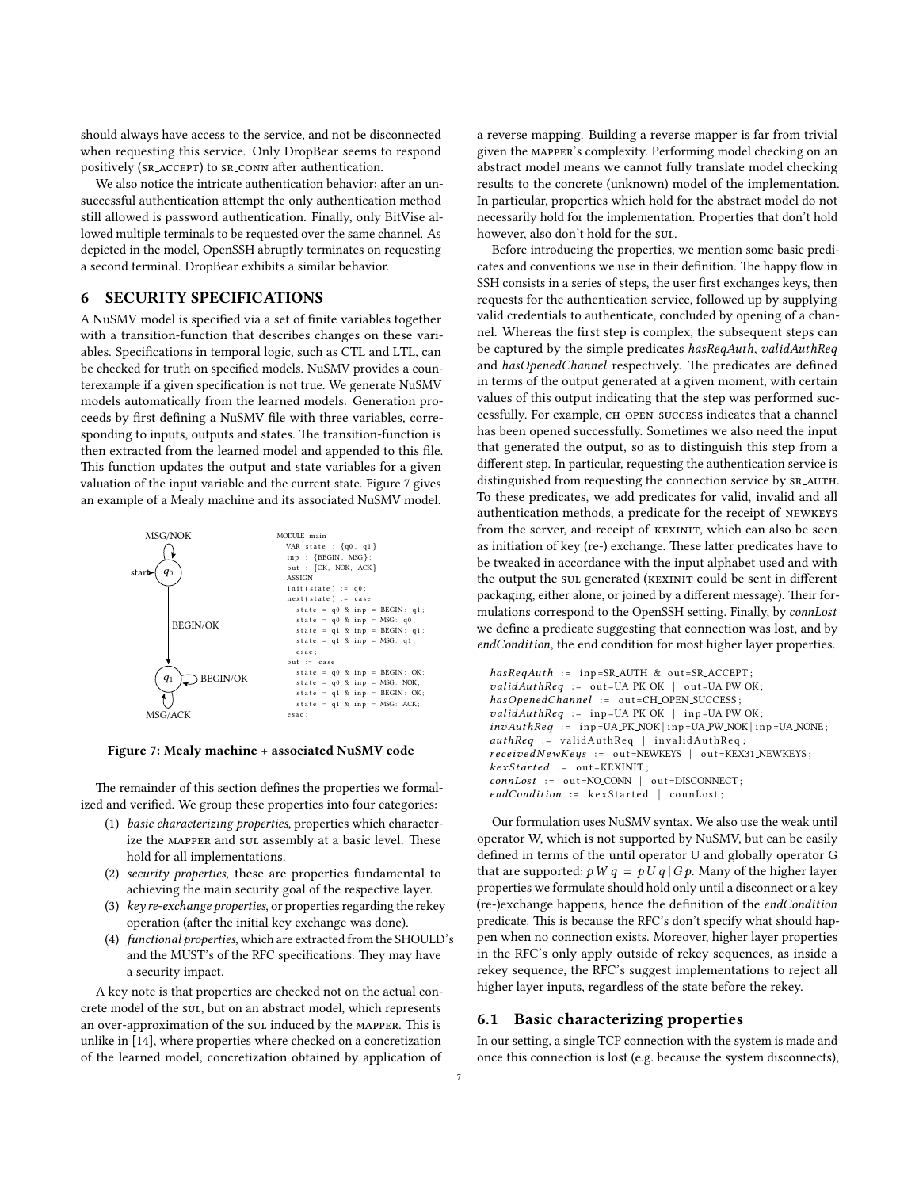should always have access to the service, and not be disconnected when requesting this service. Only DropBear seems to respond positively (SR_ACCEPT) to SR_CONN after authentication.

We also notice the intricate authentication behavior: after an unsuccessful authentication attempt the only authentication method still allowed is password authentication. Finally, only BitVise allowed multiple terminals to be requested over the same channel. As depicted in the model, OpenSSH abruptly terminates on requesting a second terminal. DropBear exhibits a similar behavior.

# 6 SECURITY SPECIFICATIONS

A NuSMV model is specified via a set of finite variables together with a transition-function that describes changes on these variables. Specifications in temporal logic, such as CTL and LTL, can be checked for truth on specified models. NuSMV provides a counterexample if a given specification is not true. We generate NuSMV models automatically from the learned models. Generation proceeds by first defining a NuSMV file with three variables, corresponding to inputs, outputs and states. The transition-function is then extracted from the learned model and appended to this file. This function updates the output and state variables for a given valuation of the input variable and the current state. Figure 7 gives an example of a Mealy machine and its associated NuSMV model.

```
MODULE main
  VAR state : {q0, q1};
  inp : {BEGIN, MSG};
  out : {OK, NOK, ACK};
  ASSIGN
  init(state) := q0;
  next(state) := case
    state = q0 & inp = BEGIN: q1;
    state = q0 & inp = MSG: q0;
    state = q1 & inp = BEGIN: q1;
    state = q1 & inp = MSG: q1;
    esac;
  out := case
    state = q0 & inp = BEGIN: OK;
    state = q0 & inp = MSG: NOK;
    state = q1 & inp = BEGIN: OK;
    state = q1 & inp = MSG: ACK;
  esac;
```

**Figure 7: Mealy machine + associated NuSMV code**

The remainder of this section defines the properties we formalized and verified. We group these properties into four categories:

1. *basic characterizing properties*, properties which characterize the MAPPER and SUL assembly at a basic level. These hold for all implementations.
2. *security properties*, these are properties fundamental to achieving the main security goal of the respective layer.
3. *key re-exchange properties*, or properties regarding the rekey operation (after the initial key exchange was done).
4. *functional properties*, which are extracted from the SHOULD's and the MUST's of the RFC specifications. They may have a security impact.

A key note is that properties are checked not on the actual concrete model of the SUL, but on an abstract model, which represents an over-approximation of the SUL induced by the MAPPER. This is unlike in [14], where properties where checked on a concretization of the learned model, concretization obtained by application of a reverse mapping. Building a reverse mapper is far from trivial given the MAPPER's complexity. Performing model checking on an abstract model means we cannot fully translate model checking results to the concrete (unknown) model of the implementation. In particular, properties which hold for the abstract model do not necessarily hold for the implementation. Properties that don't hold however, also don't hold for the SUL.

Before introducing the properties, we mention some basic predicates and conventions we use in their definition. The happy flow in SSH consists in a series of steps, the user first exchanges keys, then requests for the authentication service, followed up by supplying valid credentials to authenticate, concluded by opening of a channel. Whereas the first step is complex, the subsequent steps can be captured by the simple predicates *hasReqAuth*, *validAuthReq* and *hasOpenedChannel* respectively. The predicates are defined in terms of the output generated at a given moment, with certain values of this output indicating that the step was performed successfully. For example, CH_OPEN_SUCCESS indicates that a channel has been opened successfully. Sometimes we also need the input that generated the output, so as to distinguish this step from a different step. In particular, requesting the authentication service is distinguished from requesting the connection service by SR_AUTH. To these predicates, we add predicates for valid, invalid and all authentication methods, a predicate for the receipt of NEWKEYS from the server, and receipt of KEXINIT, which can also be seen as initiation of key (re-) exchange. These latter predicates have to be tweaked in accordance with the input alphabet used and with the output the SUL generated (KEXINIT could be sent in different packaging, either alone, or joined by a different message). Their formulations correspond to the OpenSSH setting. Finally, by *connLost* we define a predicate suggesting that connection was lost, and by *endCondition*, the end condition for most higher layer properties.

```
hasReqAuth := inp=SR_AUTH & out=SR_ACCEPT;
validAuthReq := out=UA_PK_OK | out=UA_PW_OK;
hasOpenedChannel := out=CH_OPEN_SUCCESS;
validAuthReq := inp=UA_PK_OK | inp=UA_PW_OK;
invAuthReq := inp=UA_PK_NOK | inp=UA_PW_NOK | inp=UA_NONE;
authReq := validAuthReq | invalidAuthReq;
receivedNewKeys := out=NEWKEYS | out=KEX31_NEWKEYS;
kexStarted := out=KEXINIT;
connLost := out=NO_CONN | out=DISCONNECT;
endCondition := kexStarted | connLost;
```

Our formulation uses NuSMV syntax. We also use the weak until operator W, which is not supported by NuSMV, but can be easily defined in terms of the until operator U and globally operator G that are supported: $p\,W\,q\ =\ p\,U\,q\,|\,G\,p$. Many of the higher layer properties we formulate should hold only until a disconnect or a key (re-)exchange happens, hence the definition of the *endCondition* predicate. This is because the RFC's don't specify what should happen when no connection exists. Moreover, higher layer properties in the RFC's only apply outside of rekey sequences, as inside a rekey sequence, the RFC's suggest implementations to reject all higher layer inputs, regardless of the state before the rekey.

## 6.1 Basic characterizing properties

In our setting, a single TCP connection with the system is made and once this connection is lost (e.g. because the system disconnects),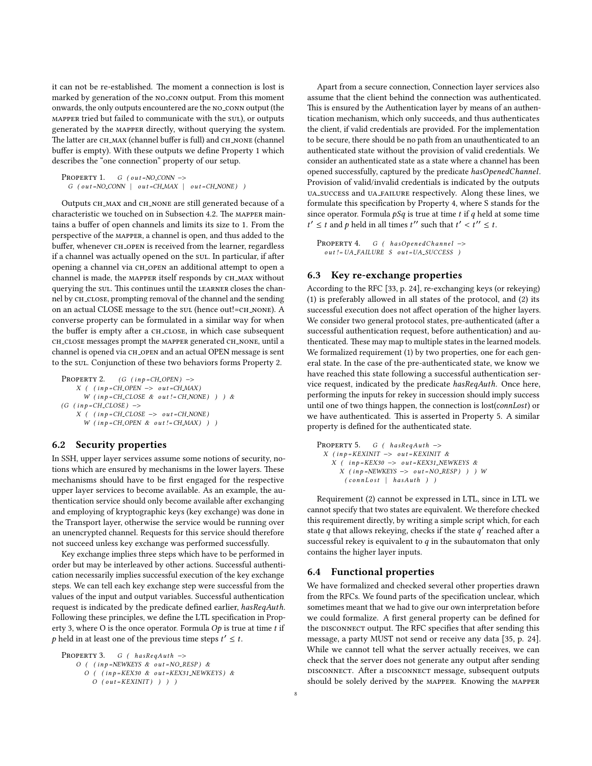it can not be re-established. The moment a connection is lost is marked by generation of the NO_CONN output. From this moment onwards, the only outputs encountered are the NO_CONN output (the MAPPER tried but failed to communicate with the SUL), or outputs generated by the MAPPER directly, without querying the system. The latter are CH_MAX (channel buffer is full) and CH_NONE (channel buffer is empty). With these outputs we define Property 1 which describes the "one connection" property of our setup.

```
PROPERTY 1.    G ( out=NO_CONN ->
  G ( out=NO_CONN  |  out=CH_MAX  |  out=CH_NONE )  )
```

Outputs CH_MAX and CH_NONE are still generated because of a characteristic we touched on in Subsection 4.2. The MAPPER maintains a buffer of open channels and limits its size to 1. From the perspective of the MAPPER, a channel is open, and thus added to the buffer, whenever CH_OPEN is received from the learner, regardless if a channel was actually opened on the SUL. In particular, if after opening a channel via CH_OPEN an additional attempt to open a channel is made, the MAPPER itself responds by CH_MAX without querying the SUL. This continues until the LEARNER closes the channel by CH_CLOSE, prompting removal of the channel and the sending on an actual CLOSE message to the SUL (hence out!=CH_NONE). A converse property can be formulated in a similar way for when the buffer is empty after a CH_CLOSE, in which case subsequent CH_CLOSE messages prompt the MAPPER generated CH_NONE, until a channel is opened via CH_OPEN and an actual OPEN message is sent to the SUL. Conjunction of these two behaviors forms Property 2.

```
PROPERTY 2.    (G ( inp=CH_OPEN ) ->
     X (  ( inp=CH_OPEN ->  out=CH_MAX )
        W ( inp=CH_CLOSE  &  out!=CH_NONE )  )  )  &
(G ( inp=CH_CLOSE ) ->
     X (  ( inp=CH_CLOSE ->  out=CH_NONE )
        W ( inp=CH_OPEN  &  out!=CH_MAX )  )  )
```

## 6.2 Security properties

In SSH, upper layer services assume some notions of security, notions which are ensured by mechanisms in the lower layers. These mechanisms should have to be first engaged for the respective upper layer services to become available. As an example, the authentication service should only become available after exchanging and employing of kryptographic keys (key exchange) was done in the Transport layer, otherwise the service would be running over an unencrypted channel. Requests for this service should therefore not succeed unless key exchange was performed successfully.

Key exchange implies three steps which have to be performed in order but may be interleaved by other actions. Successful authentication necessarily implies successful execution of the key exchange steps. We can tell each key exchange step were successful from the values of the input and output variables. Successful authentication request is indicated by the predicate defined earlier, *hasReqAuth*. Following these principles, we define the LTL specification in Property 3, where O is the once operator. Formula $Op$ is true at time $t$ if $p$ held in at least one of the previous time steps $t' \leq t$.

```
PROPERTY 3.    G ( hasReqAuth ->
    O (  ( inp=NEWKEYS  &  out=NO_RESP )  &
       O (  ( inp=KEX30  &  out=KEX31_NEWKEYS )  &
          O ( out=KEXINIT )  )  )  )
```

Apart from a secure connection, Connection layer services also assume that the client behind the connection was authenticated. This is ensured by the Authentication layer by means of an authentication mechanism, which only succeeds, and thus authenticates the client, if valid credentials are provided. For the implementation to be secure, there should be no path from an unauthenticated to an authenticated state without the provision of valid credentials. We consider an authenticated state as a state where a channel has been opened successfully, captured by the predicate *hasOpenedChannel*. Provision of valid/invalid credentials is indicated by the outputs UA_SUCCESS and UA_FAILURE respectively. Along these lines, we formulate this specification by Property 4, where S stands for the since operator. Formula $pSq$ is true at time $t$ if $q$ held at some time $t' \leq t$ and $p$ held in all times $t''$ such that $t' < t'' \leq t$.

```
PROPERTY 4.    G ( hasOpenedChannel ->
   out!=UA_FAILURE  S  out=UA_SUCCESS )
```

## 6.3 Key re-exchange properties

According to the RFC [33, p. 24], re-exchanging keys (or rekeying) (1) is preferably allowed in all states of the protocol, and (2) its successful execution does not affect operation of the higher layers. We consider two general protocol states, pre-authenticated (after a successful authentication request, before authentication) and authenticated. These may map to multiple states in the learned models. We formalized requirement (1) by two properties, one for each general state. In the case of the pre-authenticated state, we know we have reached this state following a successful authentication service request, indicated by the predicate *hasReqAuth*. Once here, performing the inputs for rekey in succession should imply success until one of two things happen, the connection is lost(*connLost*) or we have authenticated. This is asserted in Property 5. A similar property is defined for the authenticated state.

```
PROPERTY 5.    G ( hasReqAuth ->
  X ( inp=KEXINIT ->  out=KEXINIT  &
     X (  inp=KEX30  ->  out=KEX31_NEWKEYS  &
        X ( inp=NEWKEYS ->  out=NO_RESP )  )  ) W
          ( connLost  |  hasAuth  )  )
```

Requirement (2) cannot be expressed in LTL, since in LTL we cannot specify that two states are equivalent. We therefore checked this requirement directly, by writing a simple script which, for each state $q$ that allows rekeying, checks if the state $q'$ reached after a successful rekey is equivalent to $q$ in the subautomaton that only contains the higher layer inputs.

## 6.4 Functional properties

We have formalized and checked several other properties drawn from the RFCs. We found parts of the specification unclear, which sometimes meant that we had to give our own interpretation before we could formalize. A first general property can be defined for the DISCONNECT output. The RFC specifies that after sending this message, a party MUST not send or receive any data [35, p. 24]. While we cannot tell what the server actually receives, we can check that the server does not generate any output after sending DISCONNECT. After a DISCONNECT message, subsequent outputs should be solely derived by the MAPPER. Knowing the MAPPER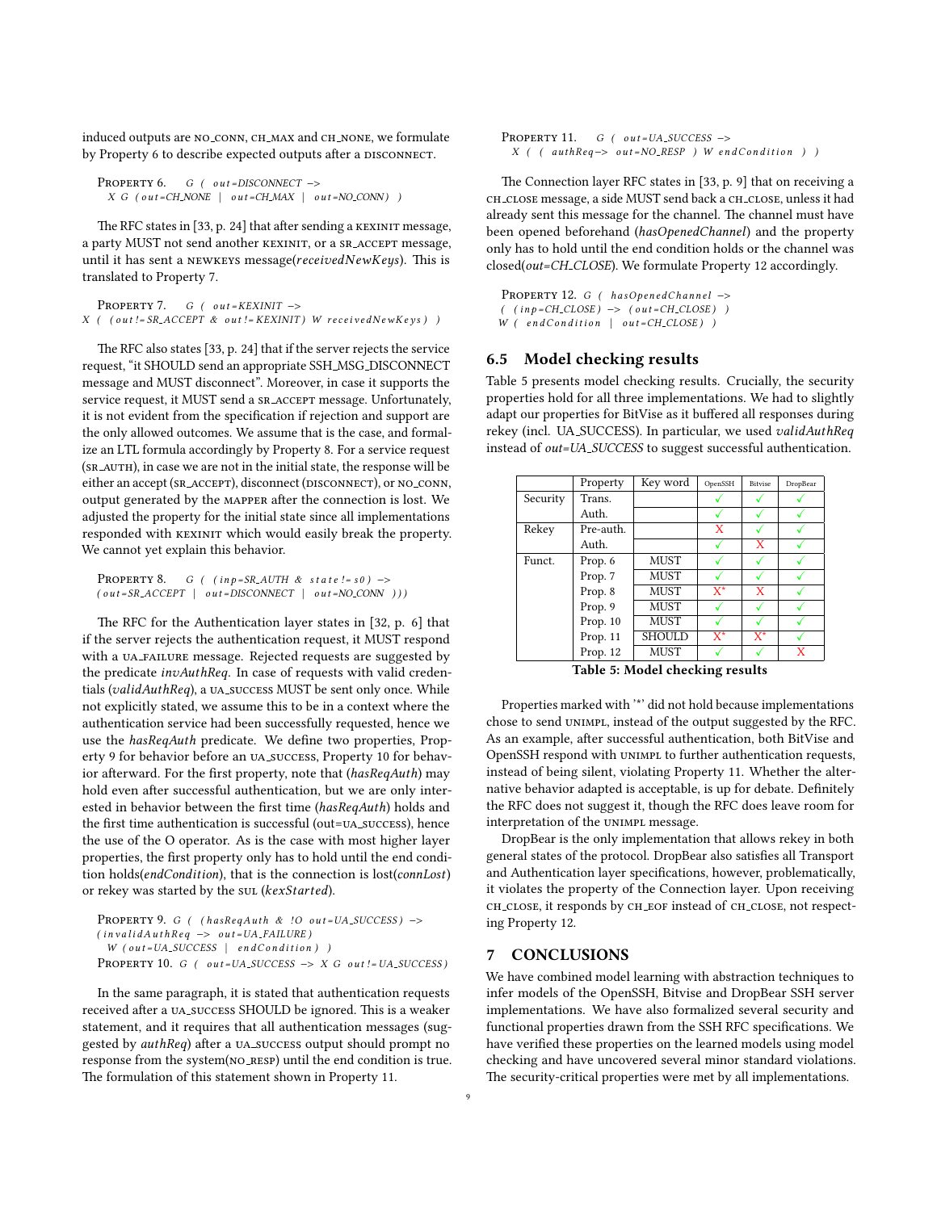induced outputs are NO_CONN, CH_MAX and CH_NONE, we formulate by Property 6 to describe expected outputs after a DISCONNECT.

Property 6. $G\ (\ out{=}DISCONNECT \rightarrow X\ G\ (out{=}CH\_NONE\ |\ out{=}CH\_MAX\ |\ out{=}NO\_CONN)\ )$

The RFC states in [33, p. 24] that after sending a KEXINIT message, a party MUST not send another KEXINIT, or a SR_ACCEPT message, until it has sent a NEWKEYS message(*receivedNewKeys*). This is translated to Property 7.

Property 7. $G\ (\ out{=}KEXINIT \rightarrow X\ (\ (out\,!{=}SR\_ACCEPT\ \&\ out\,!{=}KEXINIT)\ W\ receivedNewKeys)\ )$

The RFC also states [33, p. 24] that if the server rejects the service request, "it SHOULD send an appropriate SSH_MSG_DISCONNECT message and MUST disconnect". Moreover, in case it supports the service request, it MUST send a SR_ACCEPT message. Unfortunately, it is not evident from the specification if rejection and support are the only allowed outcomes. We assume that is the case, and formalize an LTL formula accordingly by Property 8. For a service request (SR_AUTH), in case we are not in the initial state, the response will be either an accept (SR_ACCEPT), disconnect (DISCONNECT), or NO_CONN, output generated by the MAPPER after the connection is lost. We adjusted the property for the initial state since all implementations responded with KEXINIT which would easily break the property. We cannot yet explain this behavior.

Property 8. $G\ (\ (inp{=}SR\_AUTH\ \&\ state\,!{=}s0) \rightarrow (out{=}SR\_ACCEPT\ |\ out{=}DISCONNECT\ |\ out{=}NO\_CONN\ ))$

The RFC for the Authentication layer states in [32, p. 6] that if the server rejects the authentication request, it MUST respond with a UA_FAILURE message. Rejected requests are suggested by the predicate *invAuthReq*. In case of requests with valid credentials (*validAuthReq*), a UA_SUCCESS MUST be sent only once. While not explicitly stated, we assume this to be in a context where the authentication service had been successfully requested, hence we use the *hasReqAuth* predicate. We define two properties, Property 9 for behavior before an UA_SUCCESS, Property 10 for behavior afterward. For the first property, note that (*hasReqAuth*) may hold even after successful authentication, but we are only interested in behavior between the first time (*hasReqAuth*) holds and the first time authentication is successful (out=UA_SUCCESS), hence the use of the O operator. As is the case with most higher layer properties, the first property only has to hold until the end condition holds(*endCondition*), that is the connection is lost(*connLost*) or rekey was started by the SUL (*kexStarted*).

Property 9. $G\ (\ (hasReqAuth\ \&\ !O\ \ out{=}UA\_SUCCESS) \rightarrow (invalidAuthReq \rightarrow out{=}UA\_FAILURE)\ W\ (out{=}UA\_SUCCESS\ |\ endCondition)\ )$

Property 10. $G\ (\ \ out{=}UA\_SUCCESS \rightarrow X\ G\ \ out\,!{=}UA\_SUCCESS)$

In the same paragraph, it is stated that authentication requests received after a UA_SUCCESS SHOULD be ignored. This is a weaker statement, and it requires that all authentication messages (suggested by *authReq*) after a UA_SUCCESS output should prompt no response from the system(NO_RESP) until the end condition is true. The formulation of this statement shown in Property 11.

Property 11. $G\ (\ \ out{=}UA\_SUCCESS \rightarrow X\ (\ (\ authReq \rightarrow out{=}NO\_RESP\ )\ W\ endCondition\ \ )\ )$

The Connection layer RFC states in [33, p. 9] that on receiving a CH_CLOSE message, a side MUST send back a CH_CLOSE, unless it had already sent this message for the channel. The channel must have been opened beforehand (*hasOpenedChannel*) and the property only has to hold until the end condition holds or the channel was closed(*out=CH_CLOSE*). We formulate Property 12 accordingly.

Property 12. $G\ (\ \ hasOpenedChannel \rightarrow (\ (inp{=}CH\_CLOSE) \rightarrow (out{=}CH\_CLOSE)\ )\ W\ (\ \ endCondition\ \ |\ \ out{=}CH\_CLOSE)\ )$

## 6.5 Model checking results

Table 5 presents model checking results. Crucially, the security properties hold for all three implementations. We had to slightly adapt our properties for BitVise as it buffered all responses during rekey (incl. UA_SUCCESS). In particular, we used *validAuthReq* instead of *out=UA_SUCCESS* to suggest successful authentication.

| | Property | Key word | OpenSSH | Bitvise | DropBear |
|---|---|---|---|---|---|
| Security | Trans. | | ✓ | ✓ | ✓ |
| | Auth. | | ✓ | ✓ | ✓ |
| Rekey | Pre-auth. | | X | ✓ | ✓ |
| | Auth. | | ✓ | X | ✓ |
| Funct. | Prop. 6 | MUST | ✓ | ✓ | ✓ |
| | Prop. 7 | MUST | ✓ | ✓ | ✓ |
| | Prop. 8 | MUST | X* | X | ✓ |
| | Prop. 9 | MUST | ✓ | ✓ | ✓ |
| | Prop. 10 | MUST | ✓ | ✓ | ✓ |
| | Prop. 11 | SHOULD | X* | X* | ✓ |
| | Prop. 12 | MUST | ✓ | ✓ | X |

**Table 5: Model checking results**

Properties marked with '*' did not hold because implementations chose to send UNIMPL, instead of the output suggested by the RFC. As an example, after successful authentication, both BitVise and OpenSSH respond with UNIMPL to further authentication requests, instead of being silent, violating Property 11. Whether the alternative behavior adapted is acceptable, is up for debate. Definitely the RFC does not suggest it, though the RFC does leave room for interpretation of the UNIMPL message.

DropBear is the only implementation that allows rekey in both general states of the protocol. DropBear also satisfies all Transport and Authentication layer specifications, however, problematically, it violates the property of the Connection layer. Upon receiving CH_CLOSE, it responds by CH_EOF instead of CH_CLOSE, not respecting Property 12.

## 7 CONCLUSIONS

We have combined model learning with abstraction techniques to infer models of the OpenSSH, Bitvise and DropBear SSH server implementations. We have also formalized several security and functional properties drawn from the SSH RFC specifications. We have verified these properties on the learned models using model checking and have uncovered several minor standard violations. The security-critical properties were met by all implementations.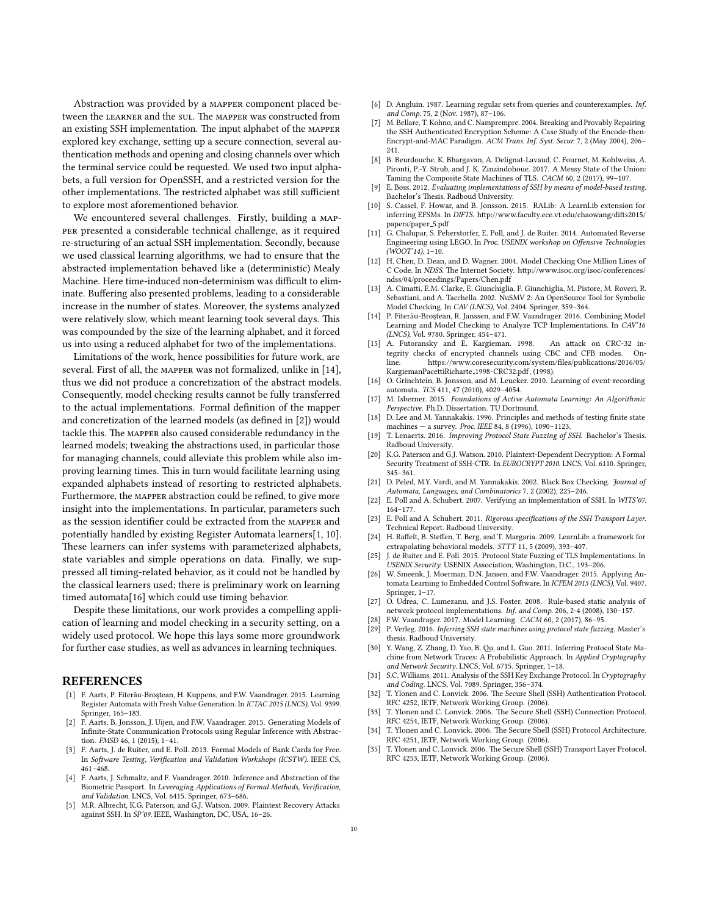Abstraction was provided by a MAPPER component placed between the LEARNER and the SUL. The MAPPER was constructed from an existing SSH implementation. The input alphabet of the MAPPER explored key exchange, setting up a secure connection, several authentication methods and opening and closing channels over which the terminal service could be requested. We used two input alphabets, a full version for OpenSSH, and a restricted version for the other implementations. The restricted alphabet was still sufficient to explore most aforementioned behavior.

We encountered several challenges. Firstly, building a MAPPER presented a considerable technical challenge, as it required re-structuring of an actual SSH implementation. Secondly, because we used classical learning algorithms, we had to ensure that the abstracted implementation behaved like a (deterministic) Mealy Machine. Here time-induced non-determinism was difficult to eliminate. Buffering also presented problems, leading to a considerable increase in the number of states. Moreover, the systems analyzed were relatively slow, which meant learning took several days. This was compounded by the size of the learning alphabet, and it forced us into using a reduced alphabet for two of the implementations.

Limitations of the work, hence possibilities for future work, are several. First of all, the MAPPER was not formalized, unlike in [14], thus we did not produce a concretization of the abstract models. Consequently, model checking results cannot be fully transferred to the actual implementations. Formal definition of the mapper and concretization of the learned models (as defined in [2]) would tackle this. The MAPPER also caused considerable redundancy in the learned models; tweaking the abstractions used, in particular those for managing channels, could alleviate this problem while also improving learning times. This in turn would facilitate learning using expanded alphabets instead of resorting to restricted alphabets. Furthermore, the MAPPER abstraction could be refined, to give more insight into the implementations. In particular, parameters such as the session identifier could be extracted from the MAPPER and potentially handled by existing Register Automata learners[1, 10]. These learners can infer systems with parameterized alphabets, state variables and simple operations on data. Finally, we suppressed all timing-related behavior, as it could not be handled by the classical learners used; there is preliminary work on learning timed automata[16] which could use timing behavior.

Despite these limitations, our work provides a compelling application of learning and model checking in a security setting, on a widely used protocol. We hope this lays some more groundwork for further case studies, as well as advances in learning techniques.

## REFERENCES

[1] F. Aarts, P. Fiterău-Broştean, H. Kuppens, and F.W. Vaandrager. 2015. Learning Register Automata with Fresh Value Generation. In *ICTAC 2015 (LNCS)*, Vol. 9399. Springer, 165–183.

[2] F. Aarts, B. Jonsson, J. Uijen, and F.W. Vaandrager. 2015. Generating Models of Infinite-State Communication Protocols using Regular Inference with Abstraction. *FMSD* 46, 1 (2015), 1–41.

[3] F. Aarts, J. de Ruiter, and E. Poll. 2013. Formal Models of Bank Cards for Free. In *Software Testing, Verification and Validation Workshops (ICSTW)*. IEEE CS, 461–468.

[4] F. Aarts, J. Schmaltz, and F. Vaandrager. 2010. Inference and Abstraction of the Biometric Passport. In *Leveraging Applications of Formal Methods, Verification, and Validation*. LNCS, Vol. 6415. Springer, 673–686.

[5] M.R. Albrecht, K.G. Paterson, and G.J. Watson. 2009. Plaintext Recovery Attacks against SSH. In *SP'09*. IEEE, Washington, DC, USA, 16–26.

[6] D. Angluin. 1987. Learning regular sets from queries and counterexamples. *Inf. and Comp.* 75, 2 (Nov. 1987), 87–106.

[7] M. Bellare, T. Kohno, and C. Namprempre. 2004. Breaking and Provably Repairing the SSH Authenticated Encryption Scheme: A Case Study of the Encode-then-Encrypt-and-MAC Paradigm. *ACM Trans. Inf. Syst. Secur.* 7, 2 (May 2004), 206–241.

[8] B. Beurdouche, K. Bhargavan, A. Delignat-Lavaud, C. Fournet, M. Kohlweiss, A. Pironti, P.-Y. Strub, and J. K. Zinzindohoue. 2017. A Messy State of the Union: Taming the Composite State Machines of TLS. *CACM* 60, 2 (2017), 99–107.

[9] E. Boss. 2012. *Evaluating implementations of SSH by means of model-based testing.* Bachelor's Thesis. Radboud University.

[10] S. Cassel, F. Howar, and B. Jonsson. 2015. RALib: A LearnLib extension for inferring EFSMs. In *DIFTS*. http://www.faculty.ece.vt.edu/chaowang/difts2015/papers/paper_5.pdf

[11] G. Chalupar, S. Peherstorfer, E. Poll, and J. de Ruiter. 2014. Automated Reverse Engineering using LEGO. In *Proc. USENIX workshop on Offensive Technologies (WOOT'14)*. 1–10.

[12] H. Chen, D. Dean, and D. Wagner. 2004. Model Checking One Million Lines of C Code. In *NDSS*. The Internet Society. http://www.isoc.org/isoc/conferences/ndss/04/proceedings/Papers/Chen.pdf

[13] A. Cimatti, E.M. Clarke, E. Giunchiglia, F. Giunchiglia, M. Pistore, M. Roveri, R. Sebastiani, and A. Tacchella. 2002. NuSMV 2: An OpenSource Tool for Symbolic Model Checking. In *CAV (LNCS)*, Vol. 2404. Springer, 359–364.

[14] P. Fiterău-Broştean, R. Janssen, and F.W. Vaandrager. 2016. Combining Model Learning and Model Checking to Analyze TCP Implementations. In *CAV'16 (LNCS)*, Vol. 9780. Springer, 454–471.

[15] A. Futoransky and E. Kargieman. 1998. An attack on CRC-32 integrity checks of encrypted channels using CBC and CFB modes. Online. https://www.coresecurity.com/system/files/publications/2016/05/KargiemanPacettiRicharte_1998-CRC32.pdf, (1998).

[16] O. Grinchtein, B. Jonsson, and M. Leucker. 2010. Learning of event-recording automata. *TCS* 411, 47 (2010), 4029–4054.

[17] M. Isberner. 2015. *Foundations of Active Automata Learning: An Algorithmic Perspective.* Ph.D. Dissertation. TU Dortmund.

[18] D. Lee and M. Yannakakis. 1996. Principles and methods of testing finite state machines — a survey. *Proc. IEEE* 84, 8 (1996), 1090–1123.

[19] T. Lenaerts. 2016. *Improving Protocol State Fuzzing of SSH.* Bachelor's Thesis. Radboud University.

[20] K.G. Paterson and G.J. Watson. 2010. Plaintext-Dependent Decryption: A Formal Security Treatment of SSH-CTR. In *EUROCRYPT 2010*. LNCS, Vol. 6110. Springer, 345–361.

[21] D. Peled, M.Y. Vardi, and M. Yannakakis. 2002. Black Box Checking. *Journal of Automata, Languages, and Combinatorics* 7, 2 (2002), 225–246.

[22] E. Poll and A. Schubert. 2007. Verifying an implementation of SSH. In *WITS'07*. 164–177.

[23] E. Poll and A. Schubert. 2011. *Rigorous specifications of the SSH Transport Layer.* Technical Report. Radboud University.

[24] H. Raffelt, B. Steffen, T. Berg, and T. Margaria. 2009. LearnLib: a framework for extrapolating behavioral models. *STTT* 11, 5 (2009), 393–407.

[25] J. de Ruiter and E. Poll. 2015. Protocol State Fuzzing of TLS Implementations. In *USENIX Security*. USENIX Association, Washington, D.C., 193–206.

[26] W. Smeenk, J. Moerman, D.N. Jansen, and F.W. Vaandrager. 2015. Applying Automata Learning to Embedded Control Software. In *ICFEM 2015 (LNCS)*, Vol. 9407. Springer, 1–17.

[27] O. Udrea, C. Lumezanu, and J.S. Foster. 2008. Rule-based static analysis of network protocol implementations. *Inf. and Comp.* 206, 2-4 (2008), 130–157.

[28] F.W. Vaandrager. 2017. Model Learning. *CACM* 60, 2 (2017), 86–95.

[29] P. Verleg. 2016. *Inferring SSH state machines using protocol state fuzzing.* Master's thesis. Radboud University.

[30] Y. Wang, Z. Zhang, D. Yao, B. Qu, and L. Guo. 2011. Inferring Protocol State Machine from Network Traces: A Probabilistic Approach. In *Applied Cryptography and Network Security*. LNCS, Vol. 6715. Springer, 1–18.

[31] S.C. Williams. 2011. Analysis of the SSH Key Exchange Protocol. In *Cryptography and Coding*. LNCS, Vol. 7089. Springer, 356–374.

[32] T. Ylonen and C. Lonvick. 2006. The Secure Shell (SSH) Authentication Protocol. RFC 4252, IETF, Network Working Group. (2006).

[33] T. Ylonen and C. Lonvick. 2006. The Secure Shell (SSH) Connection Protocol. RFC 4254, IETF, Network Working Group. (2006).

[34] T. Ylonen and C. Lonvick. 2006. The Secure Shell (SSH) Protocol Architecture. RFC 4251, IETF, Network Working Group. (2006).

[35] T. Ylonen and C. Lonvick. 2006. The Secure Shell (SSH) Transport Layer Protocol. RFC 4253, IETF, Network Working Group. (2006).